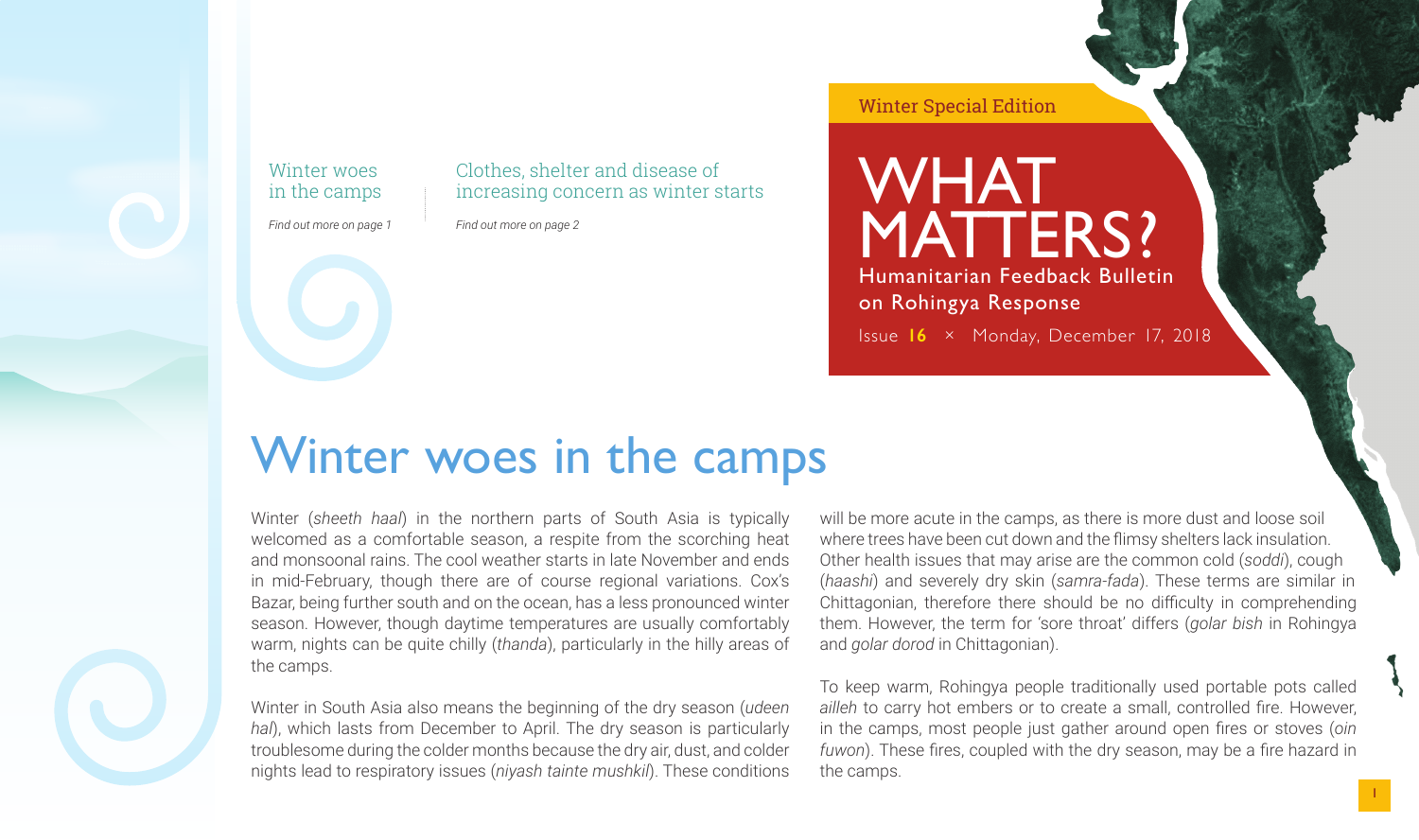Winter Special Edition

# WHAT MATTERS?

Humanitarian Feedback Bulletin on Rohingya Response

Issue **16** × Monday, December 17, 2018

Winter woes in the camps

*Find out more on page 1*

Clothes, shelter and disease of increasing concern as winter starts

*Find out more on page 2*

## Winter woes in the camps

Winter (*sheeth haal*) in the northern parts of South Asia is typically welcomed as a comfortable season, a respite from the scorching heat and monsoonal rains. The cool weather starts in late November and ends in mid-February, though there are of course regional variations. Cox's Bazar, being further south and on the ocean, has a less pronounced winter season. However, though daytime temperatures are usually comfortably warm, nights can be quite chilly (*thanda*), particularly in the hilly areas of the camps.

Winter in South Asia also means the beginning of the dry season (*udeen hal*), which lasts from December to April. The dry season is particularly troublesome during the colder months because the dry air, dust, and colder nights lead to respiratory issues (*niyash tainte mushkil*). These conditions will be more acute in the camps, as there is more dust and loose soil where trees have been cut down and the flimsy shelters lack insulation. Other health issues that may arise are the common cold (*soddi*), cough (*haashi*) and severely dry skin (*samra-fada*). These terms are similar in Chittagonian, therefore there should be no difficulty in comprehending them. However, the term for 'sore throat' differs (*golar bish* in Rohingya and *golar dorod* in Chittagonian).

To keep warm, Rohingya people traditionally used portable pots called *ailleh* to carry hot embers or to create a small, controlled fire. However, in the camps, most people just gather around open fires or stoves (*oin fuwon*). These fires, coupled with the dry season, may be a fire hazard in the camps.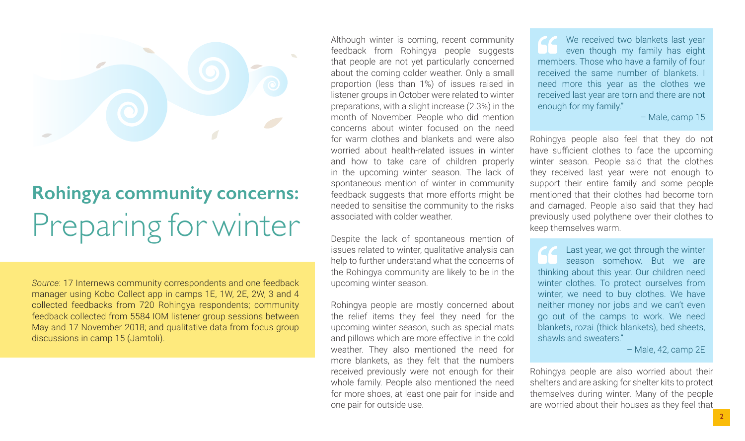# Rohingya community concerns: Preparing for winter

*Source*: 17 Internews community correspondents and one feedback manager using Kobo Collect app in camps 1E, 1W, 2E, 2W, 3 and 4 collected feedbacks from 720 Rohingya respondents; community feedback collected from 5584 IOM listener group sessions between May and 17 November 2018; and qualitative data from focus group discussions in camp 15 (Jamtoli).

Although winter is coming, recent community feedback from Rohingya people suggests that people are not yet particularly concerned about the coming colder weather. Only a small proportion (less than 1%) of issues raised in listener groups in October were related to winter preparations, with a slight increase (2.3%) in the month of November. People who did mention concerns about winter focused on the need for warm clothes and blankets and were also worried about health-related issues in winter and how to take care of children properly in the upcoming winter season. The lack of spontaneous mention of winter in community feedback suggests that more efforts might be needed to sensitise the community to the risks associated with colder weather.

Despite the lack of spontaneous mention of issues related to winter, qualitative analysis can help to further understand what the concerns of the Rohingya community are likely to be in the upcoming winter season.

Rohingya people are mostly concerned about the relief items they feel they need for the upcoming winter season, such as special mats and pillows which are more effective in the cold weather. They also mentioned the need for more blankets, as they felt that the numbers received previously were not enough for their whole family. People also mentioned the need for more shoes, at least one pair for inside and one pair for outside use.

> "We received two blankets last year even though my family has eight members. Those who have a family of four received the same number of blankets. I need more this year as the clothes we received last year are torn and there are not enough for my family."
>
> – Male, camp 15

Rohingya people also feel that they do not have sufficient clothes to face the upcoming winter season. People said that the clothes they received last year were not enough to support their entire family and some people mentioned that their clothes had become torn and damaged. People also said that they had previously used polythene over their clothes to keep themselves warm.

> "Last year, we got through the winter season somehow. But we are thinking about this year. Our children need winter clothes. To protect ourselves from winter, we need to buy clothes. We have neither money nor jobs and we can't even go out of the camps to work. We need blankets, rozai (thick blankets), bed sheets, shawls and sweaters."
>
> – Male, 42, camp 2E

Rohingya people are also worried about their shelters and are asking for shelter kits to protect themselves during winter. Many of the people are worried about their houses as they feel that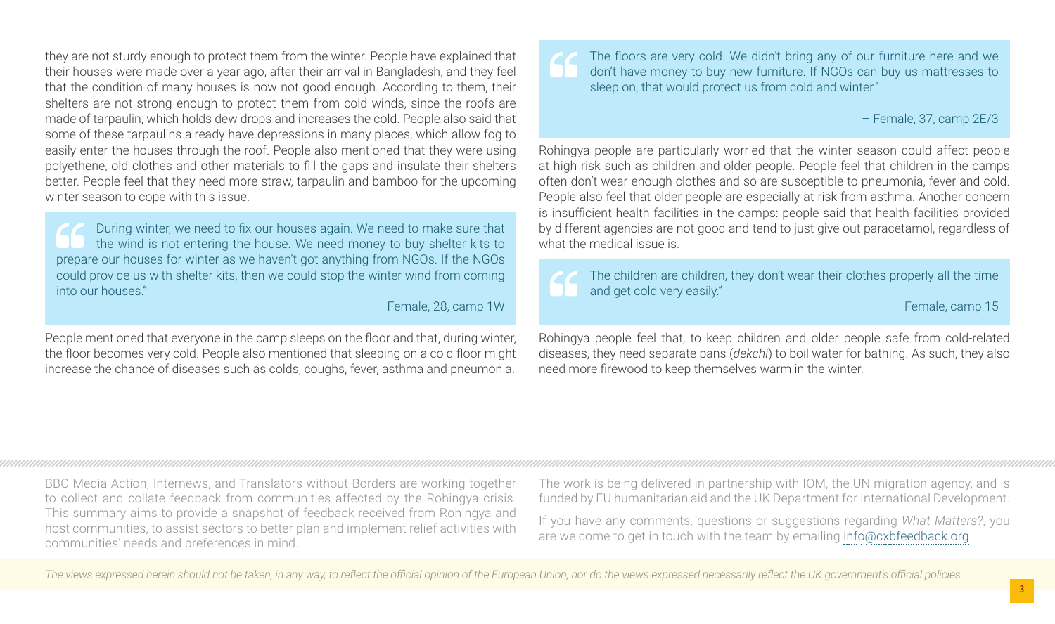they are not sturdy enough to protect them from the winter. People have explained that their houses were made over a year ago, after their arrival in Bangladesh, and they feel that the condition of many houses is now not good enough. According to them, their shelters are not strong enough to protect them from cold winds, since the roofs are made of tarpaulin, which holds dew drops and increases the cold. People also said that some of these tarpaulins already have depressions in many places, which allow fog to easily enter the houses through the roof. People also mentioned that they were using polyethene, old clothes and other materials to fill the gaps and insulate their shelters better. People feel that they need more straw, tarpaulin and bamboo for the upcoming winter season to cope with this issue.

> During winter, we need to fix our houses again. We need to make sure that the wind is not entering the house. We need money to buy shelter kits to prepare our houses for winter as we haven't got anything from NGOs. If the NGOs could provide us with shelter kits, then we could stop the winter wind from coming into our houses."
>
> – Female, 28, camp 1W

People mentioned that everyone in the camp sleeps on the floor and that, during winter, the floor becomes very cold. People also mentioned that sleeping on a cold floor might increase the chance of diseases such as colds, coughs, fever, asthma and pneumonia.

> The floors are very cold. We didn't bring any of our furniture here and we don't have money to buy new furniture. If NGOs can buy us mattresses to sleep on, that would protect us from cold and winter."
>
> – Female, 37, camp 2E/3

Rohingya people are particularly worried that the winter season could affect people at high risk such as children and older people. People feel that children in the camps often don't wear enough clothes and so are susceptible to pneumonia, fever and cold. People also feel that older people are especially at risk from asthma. Another concern is insufficient health facilities in the camps: people said that health facilities provided by different agencies are not good and tend to just give out paracetamol, regardless of what the medical issue is.

> The children are children, they don't wear their clothes properly all the time and get cold very easily."
>
> – Female, camp 15

Rohingya people feel that, to keep children and older people safe from cold-related diseases, they need separate pans (*dekchi*) to boil water for bathing. As such, they also need more firewood to keep themselves warm in the winter.

---

BBC Media Action, Internews, and Translators without Borders are working together to collect and collate feedback from communities affected by the Rohingya crisis. This summary aims to provide a snapshot of feedback received from Rohingya and host communities, to assist sectors to better plan and implement relief activities with communities' needs and preferences in mind.

The work is being delivered in partnership with IOM, the UN migration agency, and is funded by EU humanitarian aid and the UK Department for International Development.

If you have any comments, questions or suggestions regarding *What Matters?*, you are welcome to get in touch with the team by emailing info@cxbfeedback.org

*The views expressed herein should not be taken, in any way, to reflect the official opinion of the European Union, nor do the views expressed necessarily reflect the UK government's official policies.*